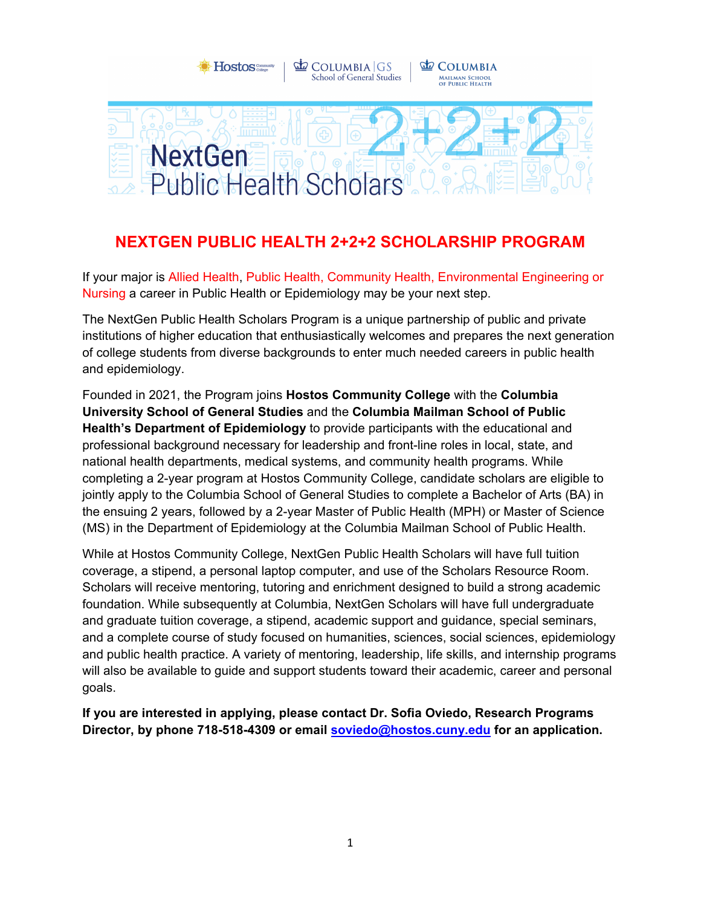# NextGen Public Health Scholars 2+2+2

## NEXTGEN PUBLIC HEALTH 2+2+2 SCHOLARSHIP PROGRAM

If your major is Allied Health, Public Health, Community Health, Environmental Engineering or Nursing a career in Public Health or Epidemiology may be your next step.

The NextGen Public Health Scholars Program is a unique partnership of public and private institutions of higher education that enthusiastically welcomes and prepares the next generation of college students from diverse backgrounds to enter much needed careers in public health and epidemiology.

Founded in 2021, the Program joins **Hostos Community College** with the **Columbia University School of General Studies** and the **Columbia Mailman School of Public Health's Department of Epidemiology** to provide participants with the educational and professional background necessary for leadership and front-line roles in local, state, and national health departments, medical systems, and community health programs. While completing a 2-year program at Hostos Community College, candidate scholars are eligible to jointly apply to the Columbia School of General Studies to complete a Bachelor of Arts (BA) in the ensuing 2 years, followed by a 2-year Master of Public Health (MPH) or Master of Science (MS) in the Department of Epidemiology at the Columbia Mailman School of Public Health.

While at Hostos Community College, NextGen Public Health Scholars will have full tuition coverage, a stipend, a personal laptop computer, and use of the Scholars Resource Room. Scholars will receive mentoring, tutoring and enrichment designed to build a strong academic foundation. While subsequently at Columbia, NextGen Scholars will have full undergraduate and graduate tuition coverage, a stipend, academic support and guidance, special seminars, and a complete course of study focused on humanities, sciences, social sciences, epidemiology and public health practice. A variety of mentoring, leadership, life skills, and internship programs will also be available to guide and support students toward their academic, career and personal goals.

**If you are interested in applying, please contact Dr. Sofia Oviedo, Research Programs Director, by phone 718-518-4309 or email [soviedo@hostos.cuny.edu](mailto:soviedo@hostos.cuny.edu) for an application.**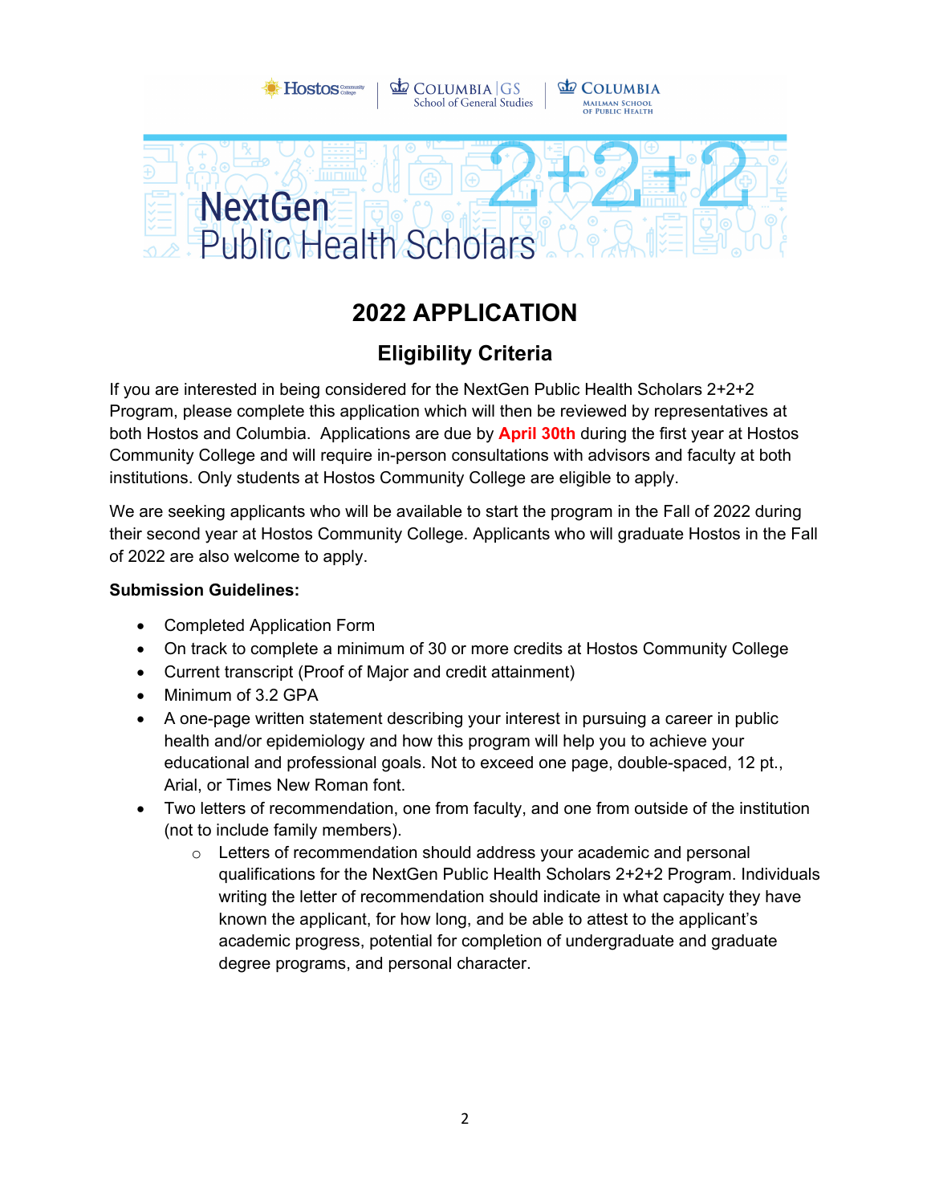Hostos Community College | COLUMBIA | GS School of General Studies | COLUMBIA Mailman School of Public Health

NextGen Public Health Scholars 2+2+2

# 2022 APPLICATION

## Eligibility Criteria

If you are interested in being considered for the NextGen Public Health Scholars 2+2+2 Program, please complete this application which will then be reviewed by representatives at both Hostos and Columbia. Applications are due by **April 30th** during the first year at Hostos Community College and will require in-person consultations with advisors and faculty at both institutions. Only students at Hostos Community College are eligible to apply.

We are seeking applicants who will be available to start the program in the Fall of 2022 during their second year at Hostos Community College. Applicants who will graduate Hostos in the Fall of 2022 are also welcome to apply.

**Submission Guidelines:**

- Completed Application Form
- On track to complete a minimum of 30 or more credits at Hostos Community College
- Current transcript (Proof of Major and credit attainment)
- Minimum of 3.2 GPA
- A one-page written statement describing your interest in pursuing a career in public health and/or epidemiology and how this program will help you to achieve your educational and professional goals. Not to exceed one page, double-spaced, 12 pt., Arial, or Times New Roman font.
- Two letters of recommendation, one from faculty, and one from outside of the institution (not to include family members).
  - Letters of recommendation should address your academic and personal qualifications for the NextGen Public Health Scholars 2+2+2 Program. Individuals writing the letter of recommendation should indicate in what capacity they have known the applicant, for how long, and be able to attest to the applicant's academic progress, potential for completion of undergraduate and graduate degree programs, and personal character.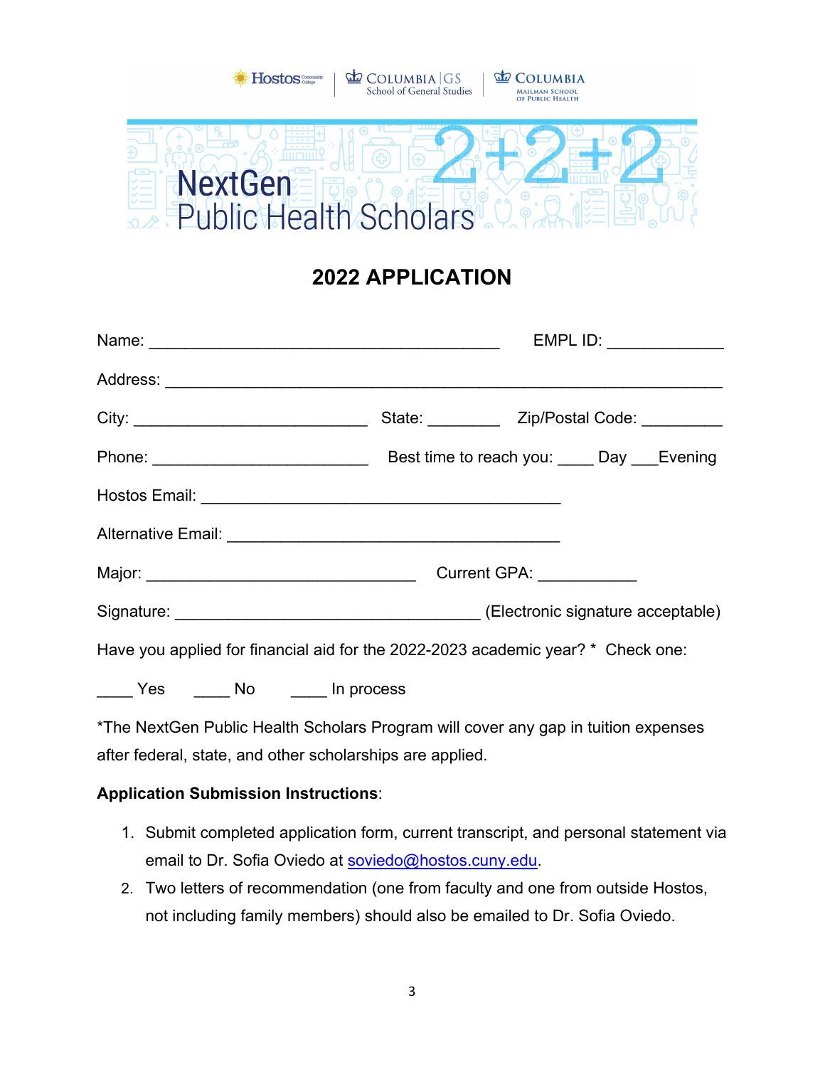Hostos Community College | COLUMBIA | GS School of General Studies | COLUMBIA Mailman School of Public Health

NextGen Public Health Scholars 2+2+2

# 2022 APPLICATION

Name: ________________________________________ EMPL ID: _____________

Address: _______________________________________________________________

City: __________________________ State: ________ Zip/Postal Code: _________

Phone: ________________________ Best time to reach you: ____ Day ___Evening

Hostos Email: ________________________________________

Alternative Email: _____________________________________

Major: ______________________________ Current GPA: ___________

Signature: __________________________________ (Electronic signature acceptable)

Have you applied for financial aid for the 2022-2023 academic year? * Check one:

____ Yes ____ No ____ In process

*The NextGen Public Health Scholars Program will cover any gap in tuition expenses after federal, state, and other scholarships are applied.

**Application Submission Instructions**:

1. Submit completed application form, current transcript, and personal statement via email to Dr. Sofia Oviedo at soviedo@hostos.cuny.edu.
2. Two letters of recommendation (one from faculty and one from outside Hostos, not including family members) should also be emailed to Dr. Sofia Oviedo.